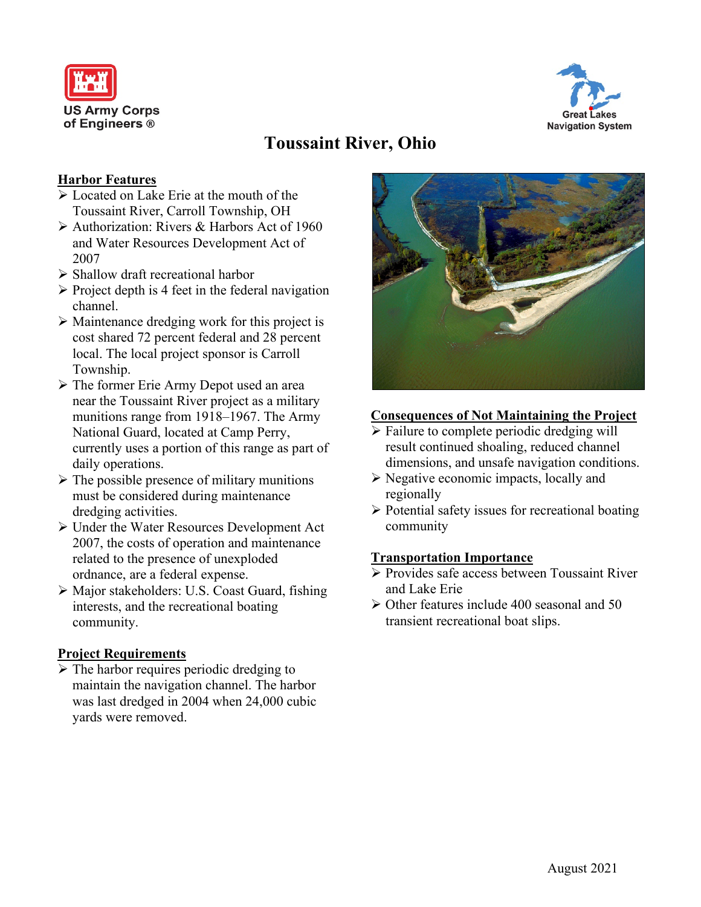US Army Corps of Engineers ®

Great Lakes Navigation System

# Toussaint River, Ohio

## Harbor Features

- Located on Lake Erie at the mouth of the Toussaint River, Carroll Township, OH
- Authorization: Rivers & Harbors Act of 1960 and Water Resources Development Act of 2007
- Shallow draft recreational harbor
- Project depth is 4 feet in the federal navigation channel.
- Maintenance dredging work for this project is cost shared 72 percent federal and 28 percent local. The local project sponsor is Carroll Township.
- The former Erie Army Depot used an area near the Toussaint River project as a military munitions range from 1918–1967. The Army National Guard, located at Camp Perry, currently uses a portion of this range as part of daily operations.
- The possible presence of military munitions must be considered during maintenance dredging activities.
- Under the Water Resources Development Act 2007, the costs of operation and maintenance related to the presence of unexploded ordnance, are a federal expense.
- Major stakeholders: U.S. Coast Guard, fishing interests, and the recreational boating community.

## Project Requirements

- The harbor requires periodic dredging to maintain the navigation channel. The harbor was last dredged in 2004 when 24,000 cubic yards were removed.

## Consequences of Not Maintaining the Project

- Failure to complete periodic dredging will result continued shoaling, reduced channel dimensions, and unsafe navigation conditions.
- Negative economic impacts, locally and regionally
- Potential safety issues for recreational boating community

## Transportation Importance

- Provides safe access between Toussaint River and Lake Erie
- Other features include 400 seasonal and 50 transient recreational boat slips.

August 2021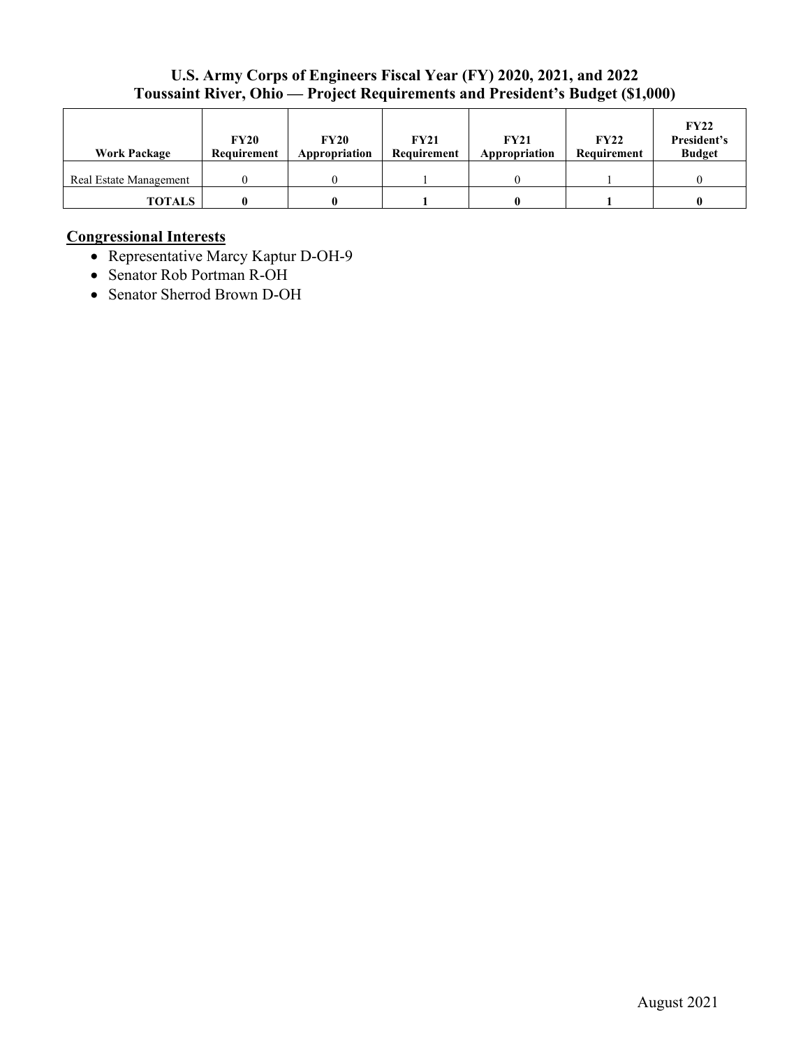**U.S. Army Corps of Engineers Fiscal Year (FY) 2020, 2021, and 2022**
**Toussaint River, Ohio — Project Requirements and President's Budget ($1,000)**

| Work Package | FY20 Requirement | FY20 Appropriation | FY21 Requirement | FY21 Appropriation | FY22 Requirement | FY22 President's Budget |
|---|---|---|---|---|---|---|
| Real Estate Management | 0 | 0 | 1 | 0 | 1 | 0 |
| **TOTALS** | **0** | **0** | **1** | **0** | **1** | **0** |

**Congressional Interests**

- Representative Marcy Kaptur D-OH-9
- Senator Rob Portman R-OH
- Senator Sherrod Brown D-OH

August 2021